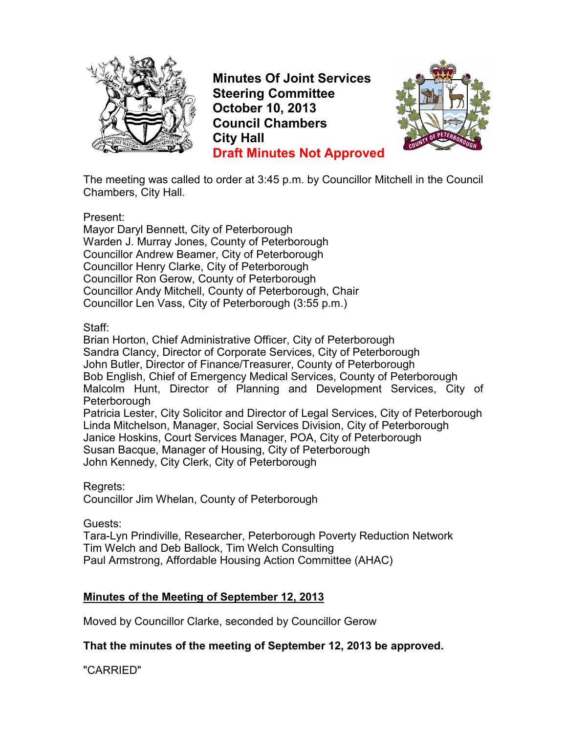# Minutes Of Joint Services Steering Committee
## October 10, 2013
## Council Chambers
## City Hall
## Draft Minutes Not Approved

The meeting was called to order at 3:45 p.m. by Councillor Mitchell in the Council Chambers, City Hall.

Present:
Mayor Daryl Bennett, City of Peterborough
Warden J. Murray Jones, County of Peterborough
Councillor Andrew Beamer, City of Peterborough
Councillor Henry Clarke, City of Peterborough
Councillor Ron Gerow, County of Peterborough
Councillor Andy Mitchell, County of Peterborough, Chair
Councillor Len Vass, City of Peterborough (3:55 p.m.)

Staff:
Brian Horton, Chief Administrative Officer, City of Peterborough
Sandra Clancy, Director of Corporate Services, City of Peterborough
John Butler, Director of Finance/Treasurer, County of Peterborough
Bob English, Chief of Emergency Medical Services, County of Peterborough
Malcolm Hunt, Director of Planning and Development Services, City of Peterborough
Patricia Lester, City Solicitor and Director of Legal Services, City of Peterborough
Linda Mitchelson, Manager, Social Services Division, City of Peterborough
Janice Hoskins, Court Services Manager, POA, City of Peterborough
Susan Bacque, Manager of Housing, City of Peterborough
John Kennedy, City Clerk, City of Peterborough

Regrets:
Councillor Jim Whelan, County of Peterborough

Guests:
Tara-Lyn Prindiville, Researcher, Peterborough Poverty Reduction Network
Tim Welch and Deb Ballock, Tim Welch Consulting
Paul Armstrong, Affordable Housing Action Committee (AHAC)

## Minutes of the Meeting of September 12, 2013

Moved by Councillor Clarke, seconded by Councillor Gerow

**That the minutes of the meeting of September 12, 2013 be approved.**

"CARRIED"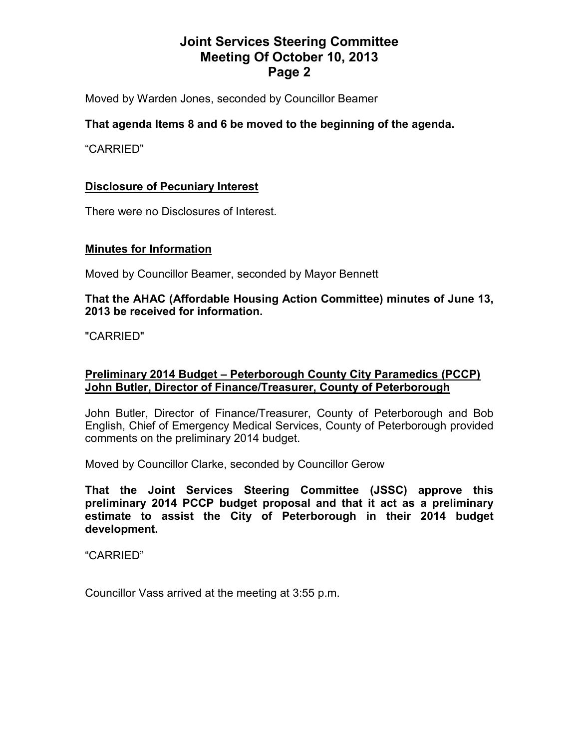Moved by Warden Jones, seconded by Councillor Beamer

**That agenda Items 8 and 6 be moved to the beginning of the agenda.**

“CARRIED”

## Disclosure of Pecuniary Interest

There were no Disclosures of Interest.

## Minutes for Information

Moved by Councillor Beamer, seconded by Mayor Bennett

**That the AHAC (Affordable Housing Action Committee) minutes of June 13, 2013 be received for information.**

"CARRIED"

## Preliminary 2014 Budget – Peterborough County City Paramedics (PCCP) John Butler, Director of Finance/Treasurer, County of Peterborough

John Butler, Director of Finance/Treasurer, County of Peterborough and Bob English, Chief of Emergency Medical Services, County of Peterborough provided comments on the preliminary 2014 budget.

Moved by Councillor Clarke, seconded by Councillor Gerow

**That the Joint Services Steering Committee (JSSC) approve this preliminary 2014 PCCP budget proposal and that it act as a preliminary estimate to assist the City of Peterborough in their 2014 budget development.**

“CARRIED”

Councillor Vass arrived at the meeting at 3:55 p.m.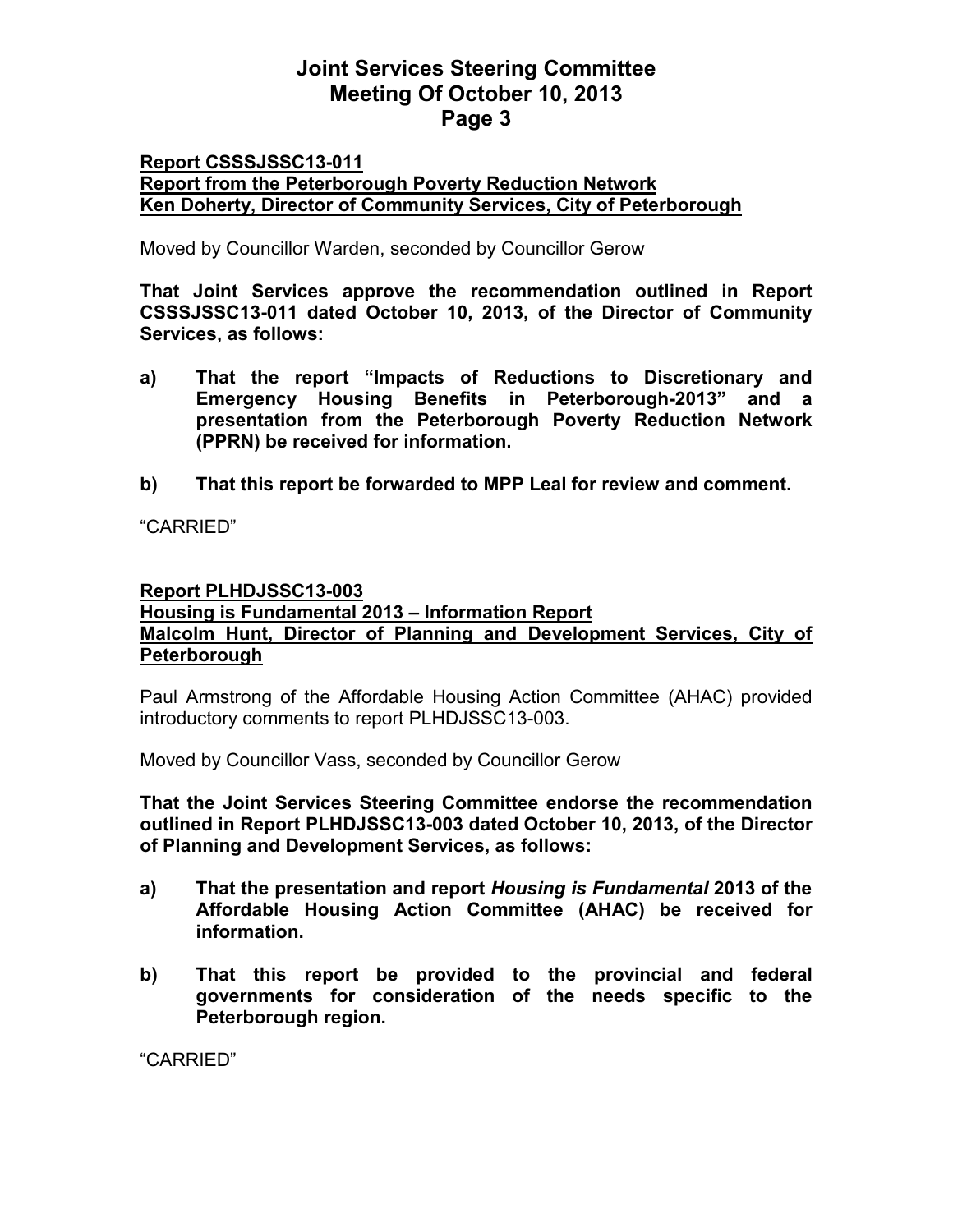**Report CSSSJSSC13-011**
**Report from the Peterborough Poverty Reduction Network**
**Ken Doherty, Director of Community Services, City of Peterborough**

Moved by Councillor Warden, seconded by Councillor Gerow

**That Joint Services approve the recommendation outlined in Report CSSSJSSC13-011 dated October 10, 2013, of the Director of Community Services, as follows:**

**a) That the report "Impacts of Reductions to Discretionary and Emergency Housing Benefits in Peterborough-2013" and a presentation from the Peterborough Poverty Reduction Network (PPRN) be received for information.**

**b) That this report be forwarded to MPP Leal for review and comment.**

"CARRIED"

**Report PLHDJSSC13-003**
**Housing is Fundamental 2013 – Information Report**
**Malcolm Hunt, Director of Planning and Development Services, City of Peterborough**

Paul Armstrong of the Affordable Housing Action Committee (AHAC) provided introductory comments to report PLHDJSSC13-003.

Moved by Councillor Vass, seconded by Councillor Gerow

**That the Joint Services Steering Committee endorse the recommendation outlined in Report PLHDJSSC13-003 dated October 10, 2013, of the Director of Planning and Development Services, as follows:**

**a) That the presentation and report *Housing is Fundamental* 2013 of the Affordable Housing Action Committee (AHAC) be received for information.**

**b) That this report be provided to the provincial and federal governments for consideration of the needs specific to the Peterborough region.**

"CARRIED"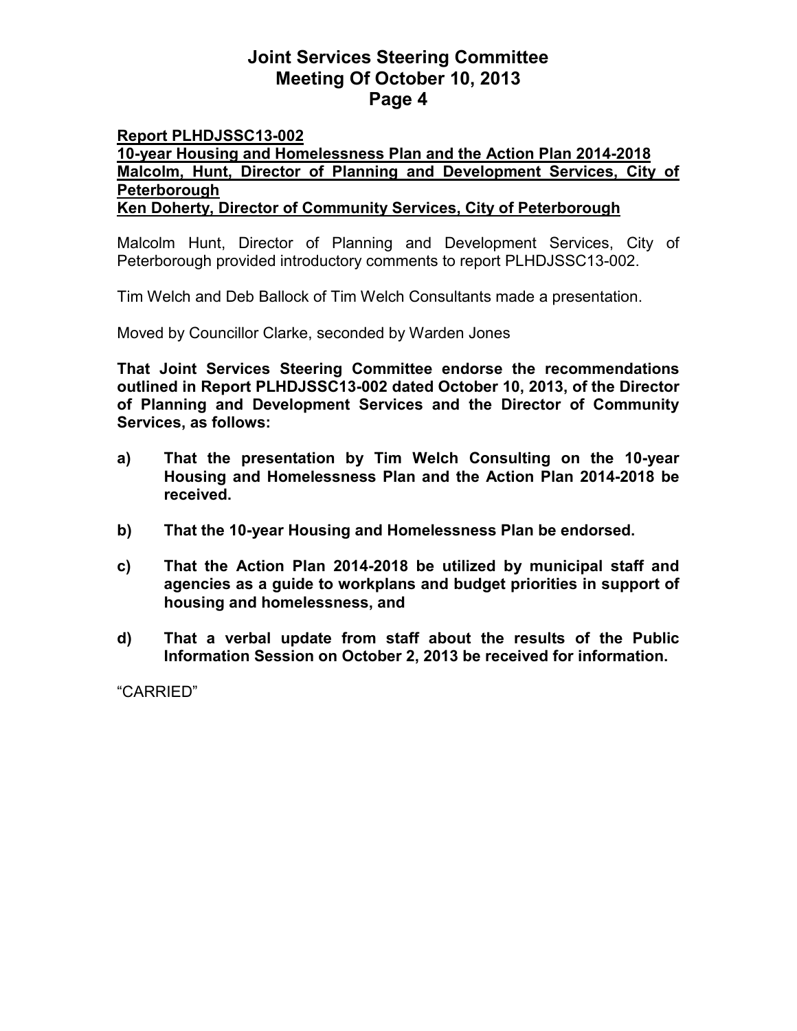**Report PLHDJSSC13-002**
**10-year Housing and Homelessness Plan and the Action Plan 2014-2018**
**Malcolm, Hunt, Director of Planning and Development Services, City of Peterborough**
**Ken Doherty, Director of Community Services, City of Peterborough**

Malcolm Hunt, Director of Planning and Development Services, City of Peterborough provided introductory comments to report PLHDJSSC13-002.

Tim Welch and Deb Ballock of Tim Welch Consultants made a presentation.

Moved by Councillor Clarke, seconded by Warden Jones

**That Joint Services Steering Committee endorse the recommendations outlined in Report PLHDJSSC13-002 dated October 10, 2013, of the Director of Planning and Development Services and the Director of Community Services, as follows:**

**a) That the presentation by Tim Welch Consulting on the 10-year Housing and Homelessness Plan and the Action Plan 2014-2018 be received.**

**b) That the 10-year Housing and Homelessness Plan be endorsed.**

**c) That the Action Plan 2014-2018 be utilized by municipal staff and agencies as a guide to workplans and budget priorities in support of housing and homelessness, and**

**d) That a verbal update from staff about the results of the Public Information Session on October 2, 2013 be received for information.**

"CARRIED"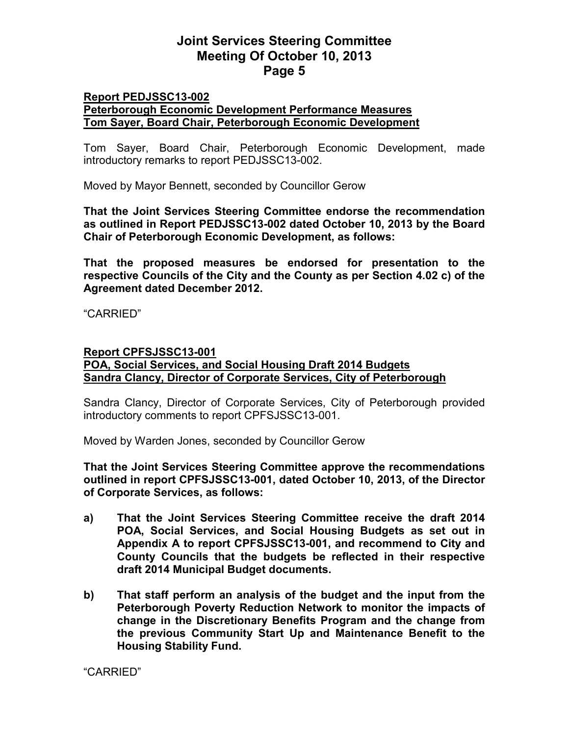**Report PEDJSSC13-002**
**Peterborough Economic Development Performance Measures**
**Tom Sayer, Board Chair, Peterborough Economic Development**

Tom Sayer, Board Chair, Peterborough Economic Development, made introductory remarks to report PEDJSSC13-002.

Moved by Mayor Bennett, seconded by Councillor Gerow

**That the Joint Services Steering Committee endorse the recommendation as outlined in Report PEDJSSC13-002 dated October 10, 2013 by the Board Chair of Peterborough Economic Development, as follows:**

**That the proposed measures be endorsed for presentation to the respective Councils of the City and the County as per Section 4.02 c) of the Agreement dated December 2012.**

"CARRIED"

**Report CPFSJSSC13-001**
**POA, Social Services, and Social Housing Draft 2014 Budgets**
**Sandra Clancy, Director of Corporate Services, City of Peterborough**

Sandra Clancy, Director of Corporate Services, City of Peterborough provided introductory comments to report CPFSJSSC13-001.

Moved by Warden Jones, seconded by Councillor Gerow

**That the Joint Services Steering Committee approve the recommendations outlined in report CPFSJSSC13-001, dated October 10, 2013, of the Director of Corporate Services, as follows:**

**a) That the Joint Services Steering Committee receive the draft 2014 POA, Social Services, and Social Housing Budgets as set out in Appendix A to report CPFSJSSC13-001, and recommend to City and County Councils that the budgets be reflected in their respective draft 2014 Municipal Budget documents.**

**b) That staff perform an analysis of the budget and the input from the Peterborough Poverty Reduction Network to monitor the impacts of change in the Discretionary Benefits Program and the change from the previous Community Start Up and Maintenance Benefit to the Housing Stability Fund.**

"CARRIED"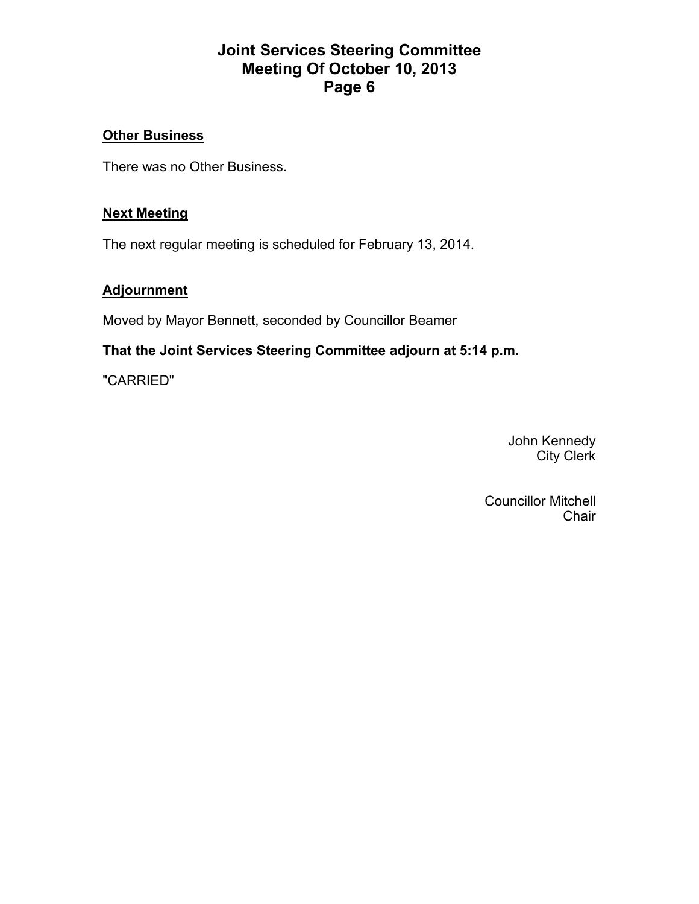## Other Business

There was no Other Business.

## Next Meeting

The next regular meeting is scheduled for February 13, 2014.

## Adjournment

Moved by Mayor Bennett, seconded by Councillor Beamer

**That the Joint Services Steering Committee adjourn at 5:14 p.m.**

"CARRIED"

John Kennedy
City Clerk

Councillor Mitchell
Chair